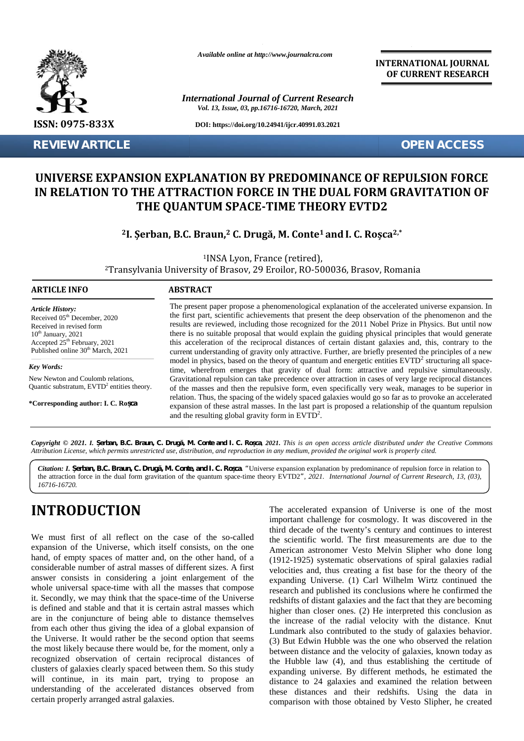*Available online at http://www.journalcra.com*

**INTERNATIONAL JOURNAL OF CURRENT RESEARCH**

*International Journal of Current Research*
*Vol. 13, Issue, 03, pp.16716-16720, March, 2021*

**DOI: https://doi.org/10.24941/ijcr.40991.03.2021**

**ISSN: 0975-833X**

**REVIEW ARTICLE**

**OPEN ACCESS**

# UNIVERSE EXPANSION EXPLANATION BY PREDOMINANCE OF REPULSION FORCE IN RELATION TO THE ATTRACTION FORCE IN THE DUAL FORM GRAVITATION OF THE QUANTUM SPACE-TIME THEORY EVTD2

**[2]I. Şerban, B.C. Braun,[2] C. Drugă, M. Conte[1] and I. C. Roșca[2,*]**

[1]INSA Lyon, France (retired),
[2]Transylvania University of Brasov, 29 Eroilor, RO-500036, Brasov, Romania

## ARTICLE INFO

*Article History:*
Received 05th December, 2020
Received in revised form 10th January, 2021
Accepted 25th February, 2021
Published online 30th March, 2021

*Key Words:*
New Newton and Coulomb relations, Quantic substratum, $EVTD^2$ entities theory.

**\*Corresponding author: I. C. Roșca**

## ABSTRACT

The present paper propose a phenomenological explanation of the accelerated universe expansion. In the first part, scientific achievements that present the deep observation of the phenomenon and the results are reviewed, including those recognized for the 2011 Nobel Prize in Physics. But until now there is no suitable proposal that would explain the guiding physical principles that would generate this acceleration of the reciprocal distances of certain distant galaxies and, this, contrary to the current understanding of gravity only attractive. Further, are briefly presented the principles of a new model in physics, based on the theory of quantum and energetic entities $EVTD^2$ structuring all space-time, wherefrom emerges that gravity of dual form: attractive and repulsive simultaneously. Gravitational repulsion can take precedence over attraction in cases of very large reciprocal distances of the masses and then the repulsive form, even specifically very weak, manages to be superior in relation. Thus, the spacing of the widely spaced galaxies would go so far as to provoke an accelerated expansion of these astral masses. In the last part is proposed a relationship of the quantum repulsion and the resulting global gravity form in $EVTD^2$.

*Copyright © 2021. I. Şerban, B.C. Braun, C. Drugă, M. Conte and I. C. Roșca, 2021. This is an open access article distributed under the Creative Commons Attribution License, which permits unrestricted use, distribution, and reproduction in any medium, provided the original work is properly cited.*

*Citation: I. Şerban, B.C. Braun, C. Drugă, M. Conte, and I. C. Roșca.* "Universe expansion explanation by predominance of repulsion force in relation to the attraction force in the dual form gravitation of the quantum space-time theory EVTD2", *2021. International Journal of Current Research, 13, (03), 16716-16720.*

# INTRODUCTION

We must first of all reflect on the case of the so-called expansion of the Universe, which itself consists, on the one hand, of empty spaces of matter and, on the other hand, of a considerable number of astral masses of different sizes. A first answer consists in considering a joint enlargement of the whole universal space-time with all the masses that compose it. Secondly, we may think that the space-time of the Universe is defined and stable and that it is certain astral masses which are in the conjuncture of being able to distance themselves from each other thus giving the idea of a global expansion of the Universe. It would rather be the second option that seems the most likely because there would be, for the moment, only a recognized observation of certain reciprocal distances of clusters of galaxies clearly spaced between them. So this study will continue, in its main part, trying to propose an understanding of the accelerated distances observed from certain properly arranged astral galaxies.

The accelerated expansion of Universe is one of the most important challenge for cosmology. It was discovered in the third decade of the twenty's century and continues to interest the scientific world. The first measurements are due to the American astronomer Vesto Melvin Slipher who done long (1912-1925) systematic observations of spiral galaxies radial velocities and, thus creating a fist base for the theory of the expanding Universe. (1) Carl Wilhelm Wirtz continued the research and published its conclusions where he confirmed the redshifts of distant galaxies and the fact that they are becoming higher than closer ones. (2) He interpreted this conclusion as the increase of the radial velocity with the distance. Knut Lundmark also contributed to the study of galaxies behavior. (3) But Edwin Hubble was the one who observed the relation between distance and the velocity of galaxies, known today as the Hubble law (4), and thus establishing the certitude of expanding universe. By different methods, he estimated the distance to 24 galaxies and examined the relation between these distances and their redshifts. Using the data in comparison with those obtained by Vesto Slipher, he created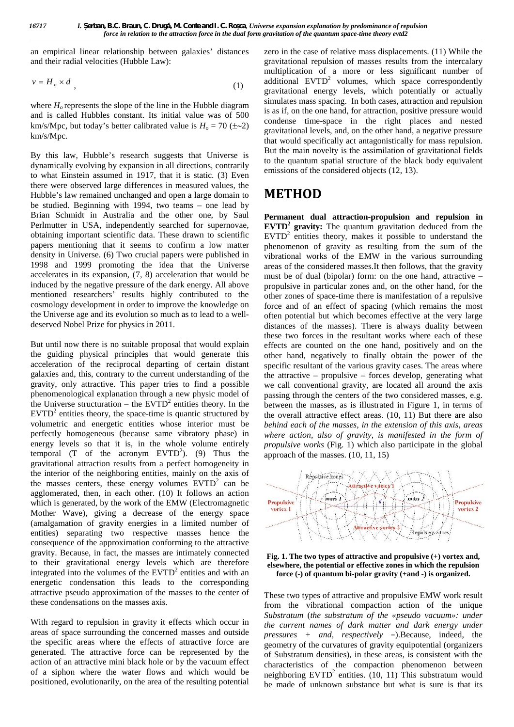an empirical linear relationship between galaxies' distances and their radial velocities (Hubble Law):

$$v = H_o \times d \quad (1)$$

where $H_o$ represents the slope of the line in the Hubble diagram and is called Hubbles constant. Its initial value was of 500 km/s/Mpc, but today's better calibrated value is $H_o$ = 70 (±~2) km/s/Mpc.

By this law, Hubble's research suggests that Universe is dynamically evolving by expansion in all directions, contrarily to what Einstein assumed in 1917, that it is static. (3) Even there were observed large differences in measured values, the Hubble's law remained unchanged and open a large domain to be studied. Beginning with 1994, two teams – one lead by Brian Schmidt in Australia and the other one, by Saul Perlmutter in USA, independently searched for supernovae, obtaining important scientific data. These drawn to scientific papers mentioning that it seems to confirm a low matter density in Universe. (6) Two crucial papers were published in 1998 and 1999 promoting the idea that the Universe accelerates in its expansion, (7, 8) acceleration that would be induced by the negative pressure of the dark energy. All above mentioned researchers' results highly contributed to the cosmology development in order to improve the knowledge on the Universe age and its evolution so much as to lead to a well-deserved Nobel Prize for physics in 2011.

But until now there is no suitable proposal that would explain the guiding physical principles that would generate this acceleration of the reciprocal departing of certain distant galaxies and, this, contrary to the current understanding of the gravity, only attractive. This paper tries to find a possible phenomenological explanation through a new physic model of the Universe structuration – the $EVTD^2$ entities theory. In the $EVTD^2$ entities theory, the space-time is quantic structured by volumetric and energetic entities whose interior must be perfectly homogeneous (because same vibratory phase) in energy levels so that it is, in the whole volume entirely temporal (T of the acronym $EVTD^2$). (9) Thus the gravitational attraction results from a perfect homogeneity in the interior of the neighboring entities, mainly on the axis of the masses centers, these energy volumes $EVTD^2$ can be agglomerated, then, in each other. (10) It follows an action which is generated, by the work of the EMW (Electromagnetic Mother Wave), giving a decrease of the energy space (amalgamation of gravity energies in a limited number of entities) separating two respective masses hence the consequence of the approximation conforming to the attractive gravity. Because, in fact, the masses are intimately connected to their gravitational energy levels which are therefore integrated into the volumes of the $EVTD^2$ entities and with an energetic condensation this leads to the corresponding attractive pseudo approximation of the masses to the center of these condensations on the masses axis.

With regard to repulsion in gravity it effects which occur in areas of space surrounding the concerned masses and outside the specific areas where the effects of attractive force are generated. The attractive force can be represented by the action of an attractive mini black hole or by the vacuum effect of a siphon where the water flows and which would be positioned, evolutionarily, on the area of the resulting potential zero in the case of relative mass displacements. (11) While the gravitational repulsion of masses results from the intercalary multiplication of a more or less significant number of additional $EVTD^2$ volumes, which space correspondently gravitational energy levels, which potentially or actually simulates mass spacing. In both cases, attraction and repulsion is as if, on the one hand, for attraction, positive pressure would condense time-space in the right places and nested gravitational levels, and, on the other hand, a negative pressure that would specifically act antagonistically for mass repulsion. But the main novelty is the assimilation of gravitational fields to the quantum spatial structure of the black body equivalent emissions of the considered objects (12, 13).

# METHOD

**Permanent dual attraction-propulsion and repulsion in $EVTD^2$ gravity:** The quantum gravitation deduced from the $EVTD^2$ entities theory, makes it possible to understand the phenomenon of gravity as resulting from the sum of the vibrational works of the EMW in the various surrounding areas of the considered masses.It then follows, that the gravity must be of dual (bipolar) form: on the one hand, attractive – propulsive in particular zones and, on the other hand, for the other zones of space-time there is manifestation of a repulsive force and of an effect of spacing (which remains the most often potential but which becomes effective at the very large distances of the masses). There is always duality between these two forces in the resultant works where each of these effects are counted on the one hand, positively and on the other hand, negatively to finally obtain the power of the specific resultant of the various gravity cases. The areas where the attractive – propulsive – forces develop, generating what we call conventional gravity, are located all around the axis passing through the centers of the two considered masses, e.g. between the masses, as is illustrated in Figure 1, in terms of the overall attractive effect areas. (10, 11) But there are also *behind each of the masses, in the extension of this axis, areas where action, also of gravity, is manifested in the form of propulsive works* (Fig. 1) which also participate in the global approach of the masses. (10, 11, 15)

**Fig. 1. The two types of attractive and propulsive (+) vortex and, elsewhere, the potential or effective zones in which the repulsion force (-) of quantum bi-polar gravity (+and -) is organized.**

These two types of attractive and propulsive EMW work result from the vibrational compaction action of the unique *Substratum* (*the substratum of the «pseudo vacuum»: under the current names of dark matter and dark energy under pressures + and, respectively* −).Because, indeed, the geometry of the curvatures of gravity equipotential (organizers of Substratum densities), in these areas, is consistent with the characteristics of the compaction phenomenon between neighboring $EVTD^2$ entities. (10, 11) This substratum would be made of unknown substance but what is sure is that its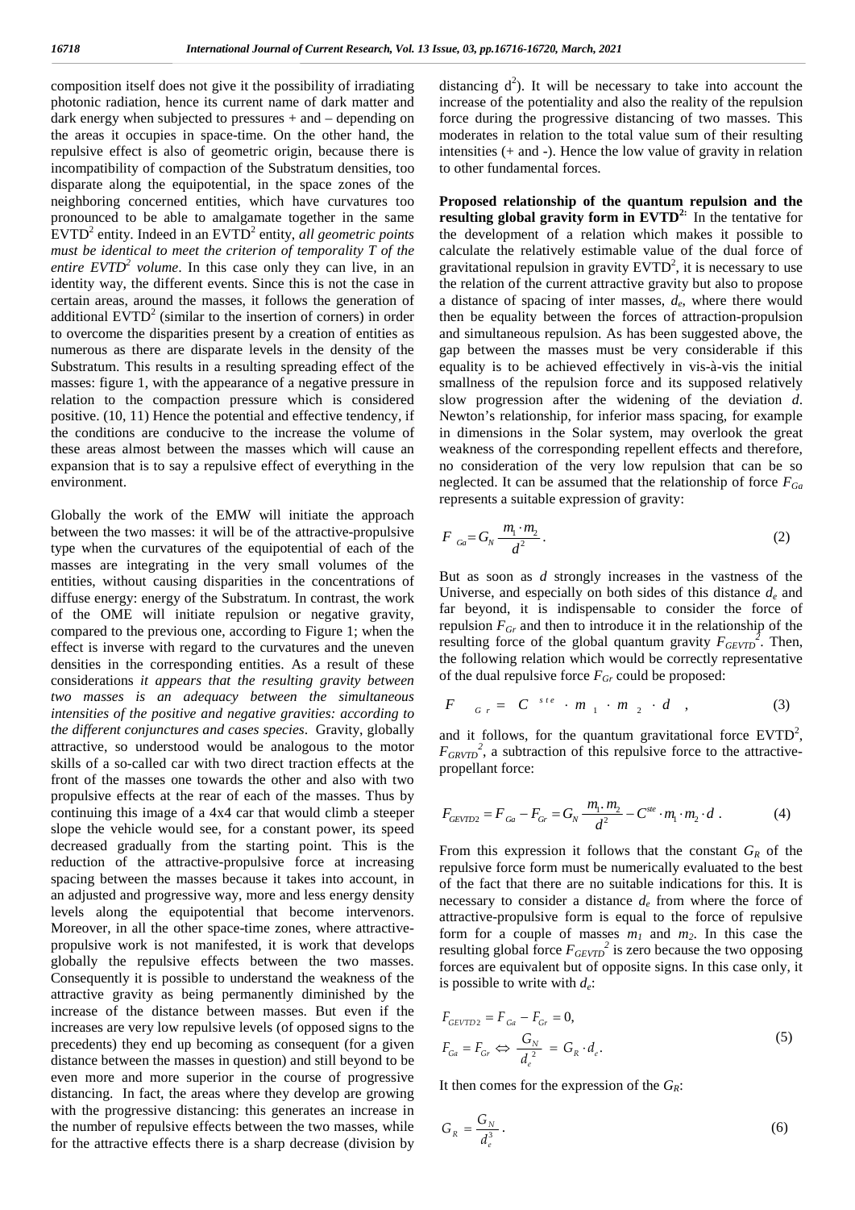composition itself does not give it the possibility of irradiating photonic radiation, hence its current name of dark matter and dark energy when subjected to pressures + and – depending on the areas it occupies in space-time. On the other hand, the repulsive effect is also of geometric origin, because there is incompatibility of compaction of the Substratum densities, too disparate along the equipotential, in the space zones of the neighboring concerned entities, which have curvatures too pronounced to be able to amalgamate together in the same $EVTD^2$ entity. Indeed in an $EVTD^2$ entity, *all geometric points must be identical to meet the criterion of temporality T of the entire $EVTD^2$ volume*. In this case only they can live, in an identity way, the different events. Since this is not the case in certain areas, around the masses, it follows the generation of additional $EVTD^2$ (similar to the insertion of corners) in order to overcome the disparities present by a creation of entities as numerous as there are disparate levels in the density of the Substratum. This results in a resulting spreading effect of the masses: figure 1, with the appearance of a negative pressure in relation to the compaction pressure which is considered positive. (10, 11) Hence the potential and effective tendency, if the conditions are conducive to the increase the volume of these areas almost between the masses which will cause an expansion that is to say a repulsive effect of everything in the environment.

Globally the work of the EMW will initiate the approach between the two masses: it will be of the attractive-propulsive type when the curvatures of the equipotential of each of the masses are integrating in the very small volumes of the entities, without causing disparities in the concentrations of diffuse energy: energy of the Substratum. In contrast, the work of the OME will initiate repulsion or negative gravity, compared to the previous one, according to Figure 1; when the effect is inverse with regard to the curvatures and the uneven densities in the corresponding entities. As a result of these considerations *it appears that the resulting gravity between two masses is an adequacy between the simultaneous intensities of the positive and negative gravities: according to the different conjunctures and cases species*. Gravity, globally attractive, so understood would be analogous to the motor skills of a so-called car with two direct traction effects at the front of the masses one towards the other and also with two propulsive effects at the rear of each of the masses. Thus by continuing this image of a 4x4 car that would climb a steeper slope the vehicle would see, for a constant power, its speed decreased gradually from the starting point. This is the reduction of the attractive-propulsive force at increasing spacing between the masses because it takes into account, in an adjusted and progressive way, more and less energy density levels along the equipotential that become intervenors. Moreover, in all the other space-time zones, where attractive-propulsive work is not manifested, it is work that develops globally the repulsive effects between the two masses. Consequently it is possible to understand the weakness of the attractive gravity as being permanently diminished by the increase of the distance between masses. But even if the increases are very low repulsive levels (of opposed signs to the precedents) they end up becoming as consequent (for a given distance between the masses in question) and still beyond to be even more and more superior in the course of progressive distancing. In fact, the areas where they develop are growing with the progressive distancing: this generates an increase in the number of repulsive effects between the two masses, while for the attractive effects there is a sharp decrease (division by distancing $d^2$). It will be necessary to take into account the increase of the potentiality and also the reality of the repulsion force during the progressive distancing of two masses. This moderates in relation to the total value sum of their resulting intensities (+ and -). Hence the low value of gravity in relation to other fundamental forces.

**Proposed relationship of the quantum repulsion and the resulting global gravity form in $EVTD^2$:** In the tentative for the development of a relation which makes it possible to calculate the relatively estimable value of the dual force of gravitational repulsion in gravity $EVTD^2$, it is necessary to use the relation of the current attractive gravity but also to propose a distance of spacing of inter masses, $d_e$, where there would then be equality between the forces of attraction-propulsion and simultaneous repulsion. As has been suggested above, the gap between the masses must be very considerable if this equality is to be achieved effectively in vis-à-vis the initial smallness of the repulsion force and its supposed relatively slow progression after the widening of the deviation $d$. Newton's relationship, for inferior mass spacing, for example in dimensions in the Solar system, may overlook the great weakness of the corresponding repellent effects and therefore, no consideration of the very low repulsion that can be so neglected. It can be assumed that the relationship of force $F_{Ga}$ represents a suitable expression of gravity:

$$F_{Ga} = G_N \frac{m_1 \cdot m_2}{d^2}. \tag{2}$$

But as soon as $d$ strongly increases in the vastness of the Universe, and especially on both sides of this distance $d_e$ and far beyond, it is indispensable to consider the force of repulsion $F_{Gr}$ and then to introduce it in the relationship of the resulting force of the global quantum gravity $F_{GEVTD}^{\ 2}$. Then, the following relation which would be correctly representative of the dual repulsive force $F_{Gr}$ could be proposed:

$$F_{Gr} = C^{ste} \cdot m_1 \cdot m_2 \cdot d\ , \tag{3}$$

and it follows, for the quantum gravitational force $EVTD^2$, $F_{GRVTD}^{\ 2}$, a subtraction of this repulsive force to the attractive-propellant force:

$$F_{GEVTD2} = F_{Ga} - F_{Gr} = G_N \frac{m_1 . m_2}{d^2} - C^{ste} \cdot m_1 \cdot m_2 \cdot d\ . \tag{4}$$

From this expression it follows that the constant $G_R$ of the repulsive force form must be numerically evaluated to the best of the fact that there are no suitable indications for this. It is necessary to consider a distance $d_e$ from where the force of attractive-propulsive form is equal to the force of repulsive form for a couple of masses $m_1$ and $m_2$. In this case the resulting global force $F_{GEVTD}^{\ 2}$ is zero because the two opposing forces are equivalent but of opposite signs. In this case only, it is possible to write with $d_e$:

$$F_{GEVTD2} = F_{Ga} - F_{Gr} = 0,$$
$$F_{Ga} = F_{Gr} \Leftrightarrow \frac{G_N}{d_e^{\ 2}} = G_R \cdot d_e. \tag{5}$$

It then comes for the expression of the $G_R$:

$$G_R = \frac{G_N}{d_e^3}. \tag{6}$$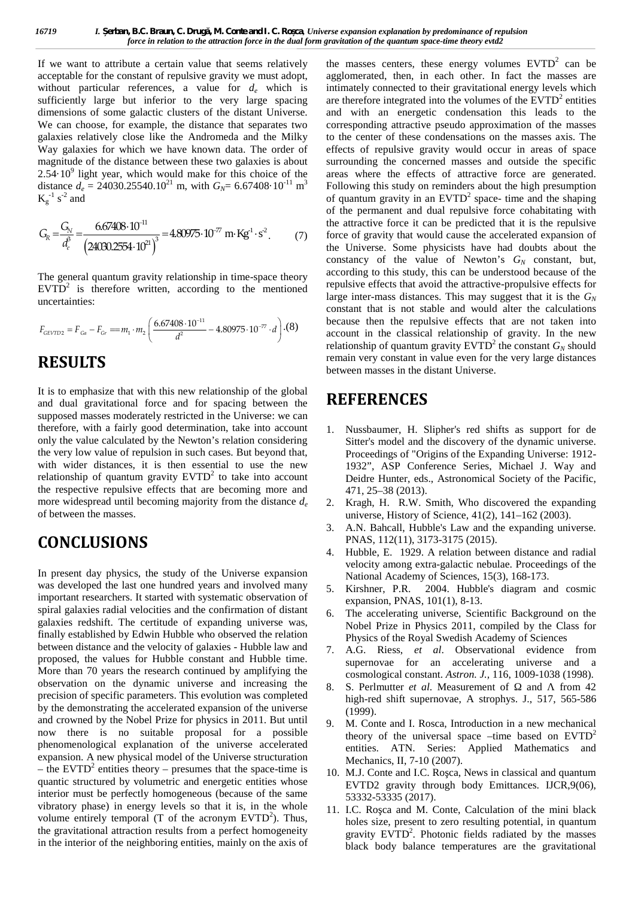If we want to attribute a certain value that seems relatively acceptable for the constant of repulsive gravity we must adopt, without particular references, a value for $d_e$ which is sufficiently large but inferior to the very large spacing dimensions of some galactic clusters of the distant Universe. We can choose, for example, the distance that separates two galaxies relatively close like the Andromeda and the Milky Way galaxies for which we have known data. The order of magnitude of the distance between these two galaxies is about $2.54{\cdot}10^9$ light year, which would make for this choice of the distance $d_e$ = 24030.25540.$10^{21}$ m, with $G_N$= 6.67408$\cdot10^{-11}$ m$^3$ $K_g^{-1}$ s$^{-2}$ and

$$G_R = \frac{G_N}{d_e^3} = \frac{6.67408 \cdot 10^{-11}}{\left(24030.2554 \cdot 10^{21}\right)^3} = 4.80975 \cdot 10^{-77}\ \mathrm{m} \cdot \mathrm{Kg}^{-1} \cdot \mathrm{s}^{-2}. \qquad (7)$$

The general quantum gravity relationship in time-space theory EVTD$^2$ is therefore written, according to the mentioned uncertainties:

$$F_{GEVTD2} = F_{Ga} - F_{Gr} == m_1 \cdot m_2 \left( \frac{6.67408 \cdot 10^{-11}}{d^2} - 4.80975 \cdot 10^{-77} \cdot d \right) . (8)$$

# RESULTS

It is to emphasize that with this new relationship of the global and dual gravitational force and for spacing between the supposed masses moderately restricted in the Universe: we can therefore, with a fairly good determination, take into account only the value calculated by the Newton's relation considering the very low value of repulsion in such cases. But beyond that, with wider distances, it is then essential to use the new relationship of quantum gravity EVTD$^2$ to take into account the respective repulsive effects that are becoming more and more widespread until becoming majority from the distance $d_e$ of between the masses.

# CONCLUSIONS

In present day physics, the study of the Universe expansion was developed the last one hundred years and involved many important researchers. It started with systematic observation of spiral galaxies radial velocities and the confirmation of distant galaxies redshift. The certitude of expanding universe was, finally established by Edwin Hubble who observed the relation between distance and the velocity of galaxies - Hubble law and proposed, the values for Hubble constant and Hubble time. More than 70 years the research continued by amplifying the observation on the dynamic universe and increasing the precision of specific parameters. This evolution was completed by the demonstrating the accelerated expansion of the universe and crowned by the Nobel Prize for physics in 2011. But until now there is no suitable proposal for a possible phenomenological explanation of the universe accelerated expansion. A new physical model of the Universe structuration – the EVTD$^2$ entities theory – presumes that the space-time is quantic structured by volumetric and energetic entities whose interior must be perfectly homogeneous (because of the same vibratory phase) in energy levels so that it is, in the whole volume entirely temporal (T of the acronym EVTD$^2$). Thus, the gravitational attraction results from a perfect homogeneity in the interior of the neighboring entities, mainly on the axis of the masses centers, these energy volumes EVTD$^2$ can be agglomerated, then, in each other. In fact the masses are intimately connected to their gravitational energy levels which are therefore integrated into the volumes of the EVTD$^2$ entities and with an energetic condensation this leads to the corresponding attractive pseudo approximation of the masses to the center of these condensations on the masses axis. The effects of repulsive gravity would occur in areas of space surrounding the concerned masses and outside the specific areas where the effects of attractive force are generated. Following this study on reminders about the high presumption of quantum gravity in an EVTD$^2$ space- time and the shaping of the permanent and dual repulsive force cohabitating with the attractive force it can be predicted that it is the repulsive force of gravity that would cause the accelerated expansion of the Universe. Some physicists have had doubts about the constancy of the value of Newton's $G_N$ constant, but, according to this study, this can be understood because of the repulsive effects that avoid the attractive-propulsive effects for large inter-mass distances. This may suggest that it is the $G_N$ constant that is not stable and would alter the calculations because then the repulsive effects that are not taken into account in the classical relationship of gravity. In the new relationship of quantum gravity EVTD$^2$ the constant $G_N$ should remain very constant in value even for the very large distances between masses in the distant Universe.

# REFERENCES

1. Nussbaumer, H. Slipher's red shifts as support for de Sitter's model and the discovery of the dynamic universe. Proceedings of "Origins of the Expanding Universe: 1912-1932", ASP Conference Series, Michael J. Way and Deidre Hunter, eds., Astronomical Society of the Pacific, 471, 25–38 (2013).
2. Kragh, H. R.W. Smith, Who discovered the expanding universe, History of Science, 41(2), 141–162 (2003).
3. A.N. Bahcall, Hubble's Law and the expanding universe. PNAS, 112(11), 3173-3175 (2015).
4. Hubble, E. 1929. A relation between distance and radial velocity among extra-galactic nebulae. Proceedings of the National Academy of Sciences, 15(3), 168-173.
5. Kirshner, P.R. 2004. Hubble's diagram and cosmic expansion, PNAS, 101(1), 8-13.
6. The accelerating universe, Scientific Background on the Nobel Prize in Physics 2011, compiled by the Class for Physics of the Royal Swedish Academy of Sciences
7. A.G. Riess, *et al*. Observational evidence from supernovae for an accelerating universe and a cosmological constant. *Astron. J.*, 116, 1009-1038 (1998).
8. S. Perlmutter *et al.* Measurement of Ω and Λ from 42 high-red shift supernovae, A strophys. J., 517, 565-586 (1999).
9. M. Conte and I. Rosca, Introduction in a new mechanical theory of the universal space –time based on EVTD$^2$ entities. ATN. Series: Applied Mathematics and Mechanics, II, 7-10 (2007).
10. M.J. Conte and I.C. Roşca, News in classical and quantum EVTD2 gravity through body Emittances. IJCR,9(06), 53332-53335 (2017).
11. I.C. Roşca and M. Conte, Calculation of the mini black holes size, present to zero resulting potential, in quantum gravity EVTD$^2$. Photonic fields radiated by the masses black body balance temperatures are the gravitational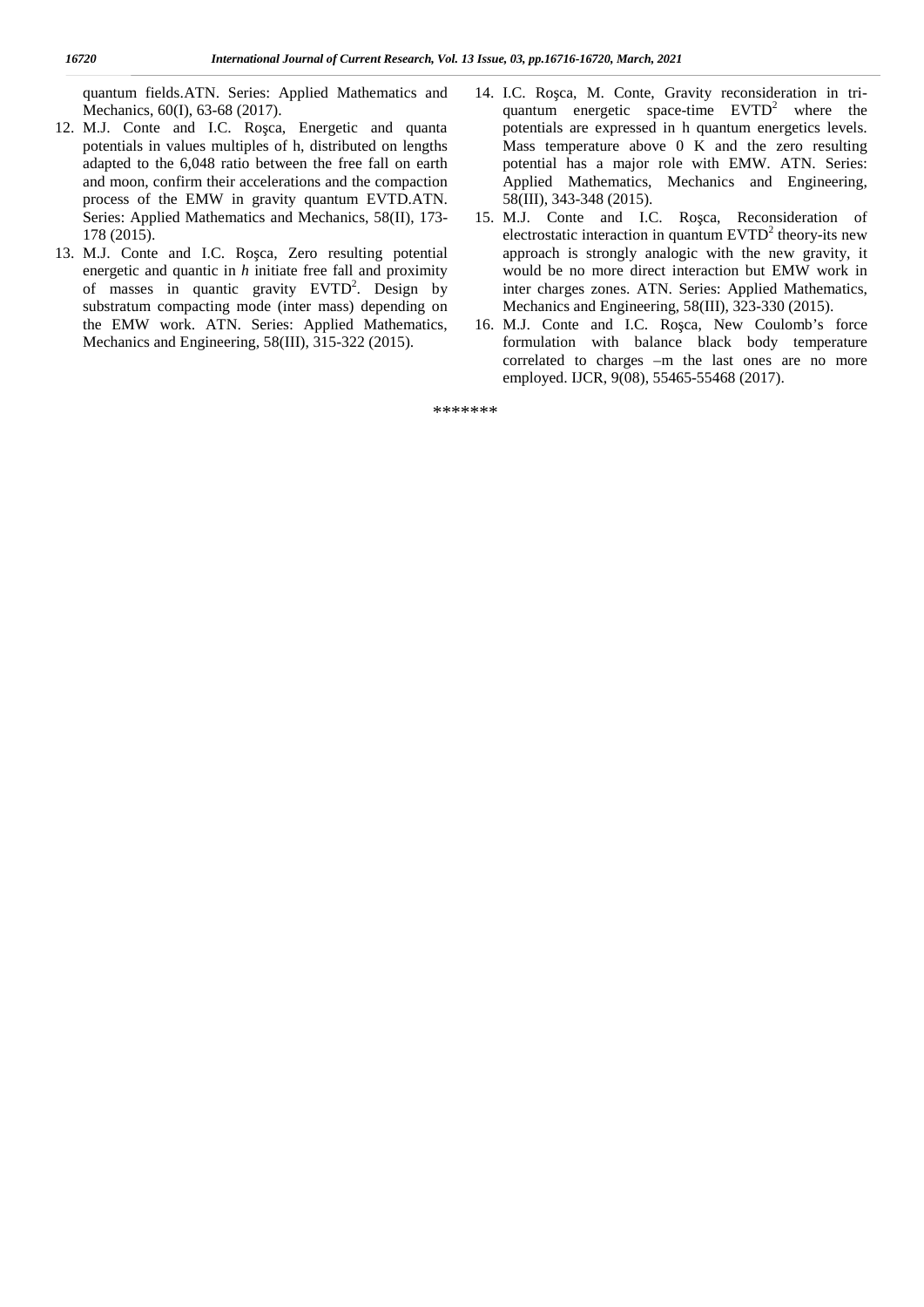quantum fields.ATN. Series: Applied Mathematics and Mechanics, 60(I), 63-68 (2017).

12. M.J. Conte and I.C. Roşca, Energetic and quanta potentials in values multiples of h, distributed on lengths adapted to the 6,048 ratio between the free fall on earth and moon, confirm their accelerations and the compaction process of the EMW in gravity quantum EVTD.ATN. Series: Applied Mathematics and Mechanics, 58(II), 173-178 (2015).
13. M.J. Conte and I.C. Roşca, Zero resulting potential energetic and quantic in *h* initiate free fall and proximity of masses in quantic gravity $EVTD^2$. Design by substratum compacting mode (inter mass) depending on the EMW work. ATN. Series: Applied Mathematics, Mechanics and Engineering, 58(III), 315-322 (2015).
14. I.C. Roşca, M. Conte, Gravity reconsideration in tri-quantum energetic space-time $EVTD^2$ where the potentials are expressed in h quantum energetics levels. Mass temperature above 0 K and the zero resulting potential has a major role with EMW. ATN. Series: Applied Mathematics, Mechanics and Engineering, 58(III), 343-348 (2015).
15. M.J. Conte and I.C. Roşca, Reconsideration of electrostatic interaction in quantum $EVTD^2$ theory-its new approach is strongly analogic with the new gravity, it would be no more direct interaction but EMW work in inter charges zones. ATN. Series: Applied Mathematics, Mechanics and Engineering, 58(III), 323-330 (2015).
16. M.J. Conte and I.C. Roşca, New Coulomb's force formulation with balance black body temperature correlated to charges –m the last ones are no more employed. IJCR, 9(08), 55465-55468 (2017).

*******